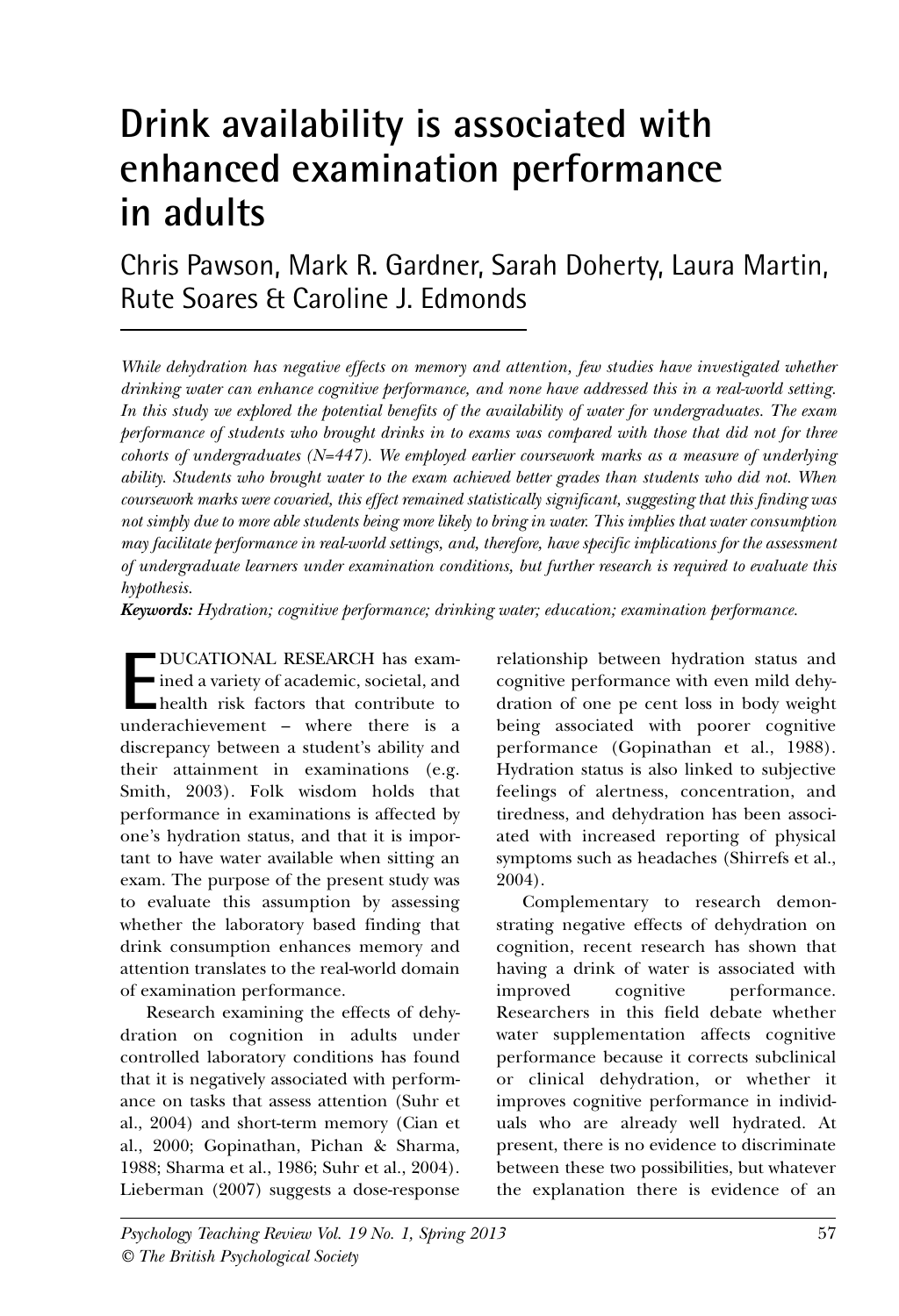# Drink availability is associated with enhanced examination performance in adults

Chris Pawson, Mark R. Gardner, Sarah Doherty, Laura Martin, Rute Soares & Caroline J. Edmonds

*While dehydration has negative effects on memory and attention, few studies have investigated whether drinking water can enhance cognitive performance, and none have addressed this in a real-world setting. In this study we explored the potential benefits of the availability of water for undergraduates. The exam performance of students who brought drinks in to exams was compared with those that did not for three cohorts of undergraduates (N=447). We employed earlier coursework marks as a measure of underlying ability. Students who brought water to the exam achieved better grades than students who did not. When coursework marks were covaried, this effect remained statistically significant, suggesting that this finding was not simply due to more able students being more likely to bring in water. This implies that water consumption may facilitate performance in real-world settings, and, therefore, have specific implications for the assessment of undergraduate learners under examination conditions, but further research is required to evaluate this hypothesis.*

***Keywords:*** *Hydration; cognitive performance; drinking water; education; examination performance.*

EDUCATIONAL RESEARCH has examined a variety of academic, societal, and health risk factors that contribute to underachievement – where there is a discrepancy between a student's ability and their attainment in examinations (e.g. Smith, 2003). Folk wisdom holds that performance in examinations is affected by one's hydration status, and that it is important to have water available when sitting an exam. The purpose of the present study was to evaluate this assumption by assessing whether the laboratory based finding that drink consumption enhances memory and attention translates to the real-world domain of examination performance.

Research examining the effects of dehydration on cognition in adults under controlled laboratory conditions has found that it is negatively associated with performance on tasks that assess attention (Suhr et al., 2004) and short-term memory (Cian et al., 2000; Gopinathan, Pichan & Sharma, 1988; Sharma et al., 1986; Suhr et al., 2004). Lieberman (2007) suggests a dose-response relationship between hydration status and cognitive performance with even mild dehydration of one pe cent loss in body weight being associated with poorer cognitive performance (Gopinathan et al., 1988). Hydration status is also linked to subjective feelings of alertness, concentration, and tiredness, and dehydration has been associated with increased reporting of physical symptoms such as headaches (Shirrefs et al., 2004).

Complementary to research demonstrating negative effects of dehydration on cognition, recent research has shown that having a drink of water is associated with improved cognitive performance. Researchers in this field debate whether water supplementation affects cognitive performance because it corrects subclinical or clinical dehydration, or whether it improves cognitive performance in individuals who are already well hydrated. At present, there is no evidence to discriminate between these two possibilities, but whatever the explanation there is evidence of an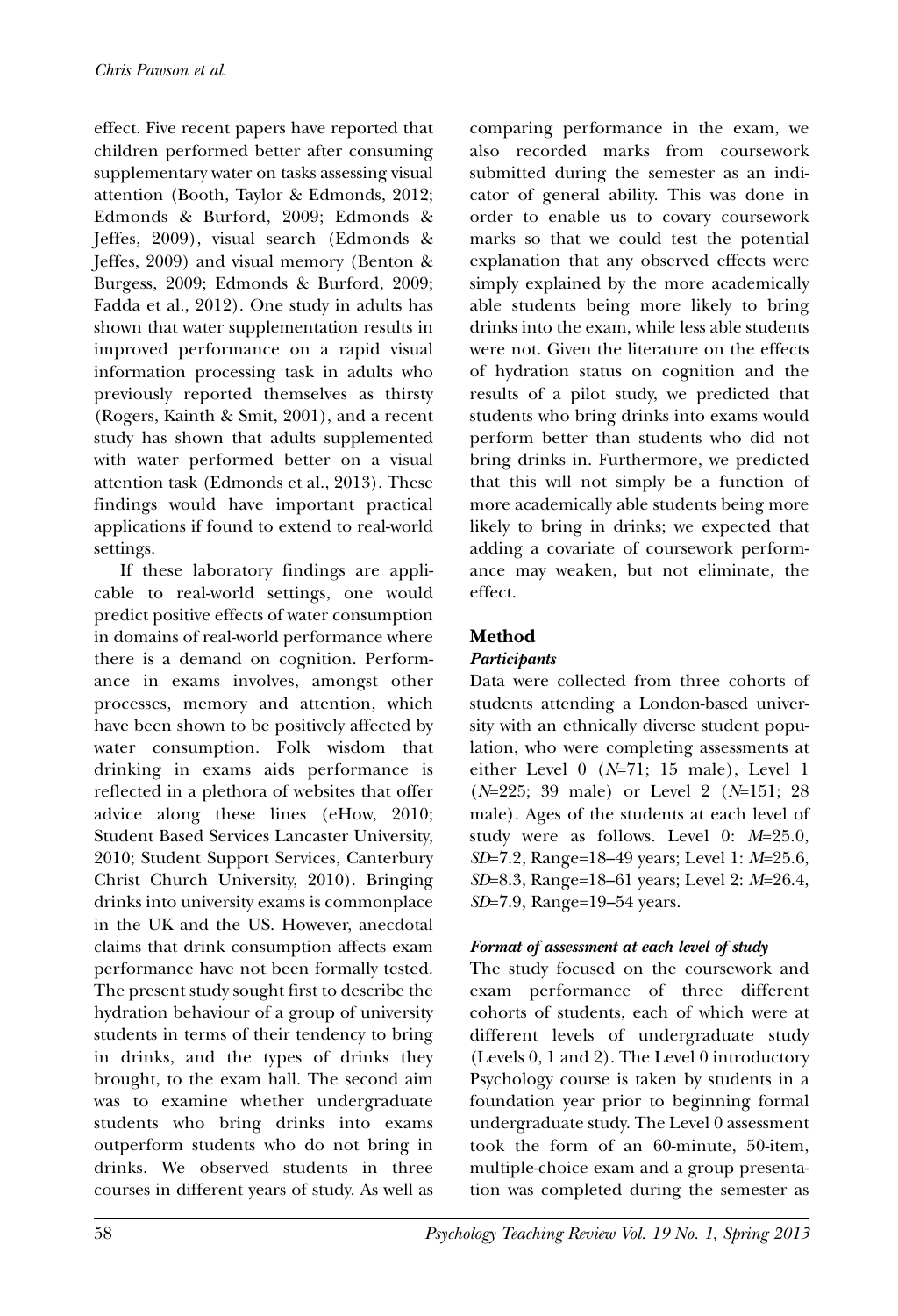effect. Five recent papers have reported that children performed better after consuming supplementary water on tasks assessing visual attention (Booth, Taylor & Edmonds, 2012; Edmonds & Burford, 2009; Edmonds & Jeffes, 2009), visual search (Edmonds & Jeffes, 2009) and visual memory (Benton & Burgess, 2009; Edmonds & Burford, 2009; Fadda et al., 2012). One study in adults has shown that water supplementation results in improved performance on a rapid visual information processing task in adults who previously reported themselves as thirsty (Rogers, Kainth & Smit, 2001), and a recent study has shown that adults supplemented with water performed better on a visual attention task (Edmonds et al., 2013). These findings would have important practical applications if found to extend to real-world settings.

If these laboratory findings are applicable to real-world settings, one would predict positive effects of water consumption in domains of real-world performance where there is a demand on cognition. Performance in exams involves, amongst other processes, memory and attention, which have been shown to be positively affected by water consumption. Folk wisdom that drinking in exams aids performance is reflected in a plethora of websites that offer advice along these lines (eHow, 2010; Student Based Services Lancaster University, 2010; Student Support Services, Canterbury Christ Church University, 2010). Bringing drinks into university exams is commonplace in the UK and the US. However, anecdotal claims that drink consumption affects exam performance have not been formally tested. The present study sought first to describe the hydration behaviour of a group of university students in terms of their tendency to bring in drinks, and the types of drinks they brought, to the exam hall. The second aim was to examine whether undergraduate students who bring drinks into exams outperform students who do not bring in drinks. We observed students in three courses in different years of study. As well as comparing performance in the exam, we also recorded marks from coursework submitted during the semester as an indicator of general ability. This was done in order to enable us to covary coursework marks so that we could test the potential explanation that any observed effects were simply explained by the more academically able students being more likely to bring drinks into the exam, while less able students were not. Given the literature on the effects of hydration status on cognition and the results of a pilot study, we predicted that students who bring drinks into exams would perform better than students who did not bring drinks in. Furthermore, we predicted that this will not simply be a function of more academically able students being more likely to bring in drinks; we expected that adding a covariate of coursework performance may weaken, but not eliminate, the effect.

## Method

### *Participants*

Data were collected from three cohorts of students attending a London-based university with an ethnically diverse student population, who were completing assessments at either Level 0 ($N$=71; 15 male), Level 1 ($N$=225; 39 male) or Level 2 ($N$=151; 28 male). Ages of the students at each level of study were as follows. Level 0: $M$=25.0, $SD$=7.2, Range=18–49 years; Level 1: $M$=25.6, $SD$=8.3, Range=18–61 years; Level 2: $M$=26.4, $SD$=7.9, Range=19–54 years.

### *Format of assessment at each level of study*

The study focused on the coursework and exam performance of three different cohorts of students, each of which were at different levels of undergraduate study (Levels 0, 1 and 2). The Level 0 introductory Psychology course is taken by students in a foundation year prior to beginning formal undergraduate study. The Level 0 assessment took the form of an 60-minute, 50-item, multiple-choice exam and a group presentation was completed during the semester as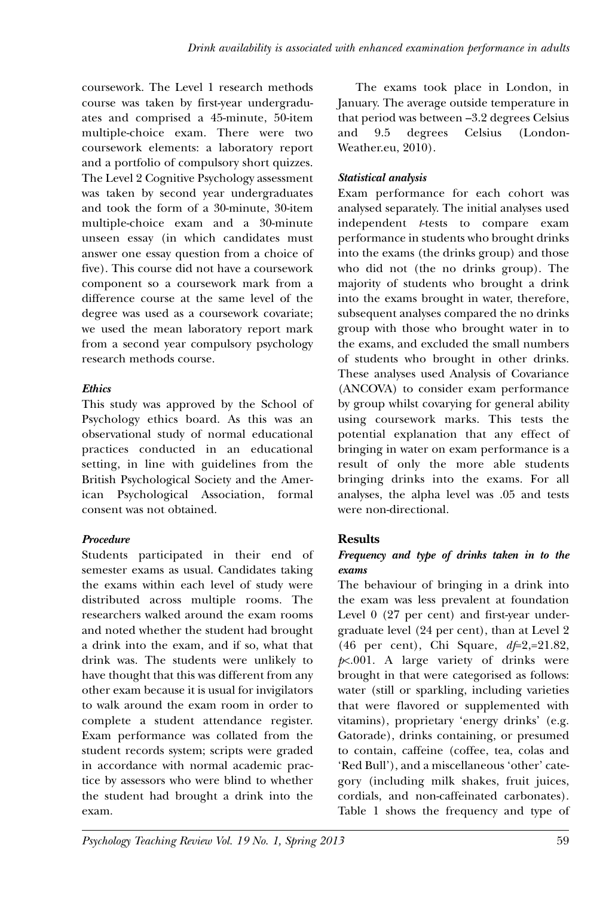coursework. The Level 1 research methods course was taken by first-year undergraduates and comprised a 45-minute, 50-item multiple-choice exam. There were two coursework elements: a laboratory report and a portfolio of compulsory short quizzes. The Level 2 Cognitive Psychology assessment was taken by second year undergraduates and took the form of a 30-minute, 30-item multiple-choice exam and a 30-minute unseen essay (in which candidates must answer one essay question from a choice of five). This course did not have a coursework component so a coursework mark from a difference course at the same level of the degree was used as a coursework covariate; we used the mean laboratory report mark from a second year compulsory psychology research methods course.

### *Ethics*

This study was approved by the School of Psychology ethics board. As this was an observational study of normal educational practices conducted in an educational setting, in line with guidelines from the British Psychological Society and the American Psychological Association, formal consent was not obtained.

### *Procedure*

Students participated in their end of semester exams as usual. Candidates taking the exams within each level of study were distributed across multiple rooms. The researchers walked around the exam rooms and noted whether the student had brought a drink into the exam, and if so, what that drink was. The students were unlikely to have thought that this was different from any other exam because it is usual for invigilators to walk around the exam room in order to complete a student attendance register. Exam performance was collated from the student records system; scripts were graded in accordance with normal academic practice by assessors who were blind to whether the student had brought a drink into the exam.

The exams took place in London, in January. The average outside temperature in that period was between –3.2 degrees Celsius and 9.5 degrees Celsius (London-Weather.eu, 2010).

### *Statistical analysis*

Exam performance for each cohort was analysed separately. The initial analyses used independent *t*-tests to compare exam performance in students who brought drinks into the exams (the drinks group) and those who did not (the no drinks group). The majority of students who brought a drink into the exams brought in water, therefore, subsequent analyses compared the no drinks group with those who brought water in to the exams, and excluded the small numbers of students who brought in other drinks. These analyses used Analysis of Covariance (ANCOVA) to consider exam performance by group whilst covarying for general ability using coursework marks. This tests the potential explanation that any effect of bringing in water on exam performance is a result of only the more able students bringing drinks into the exams. For all analyses, the alpha level was .05 and tests were non-directional.

## Results

### *Frequency and type of drinks taken in to the exams*

The behaviour of bringing in a drink into the exam was less prevalent at foundation Level 0 (27 per cent) and first-year undergraduate level (24 per cent), than at Level 2 (46 per cent), Chi Square, $df=2$,=21.82, $p<.001$. A large variety of drinks were brought in that were categorised as follows: water (still or sparkling, including varieties that were flavored or supplemented with vitamins), proprietary 'energy drinks' (e.g. Gatorade), drinks containing, or presumed to contain, caffeine (coffee, tea, colas and 'Red Bull'), and a miscellaneous 'other' category (including milk shakes, fruit juices, cordials, and non-caffeinated carbonates). Table 1 shows the frequency and type of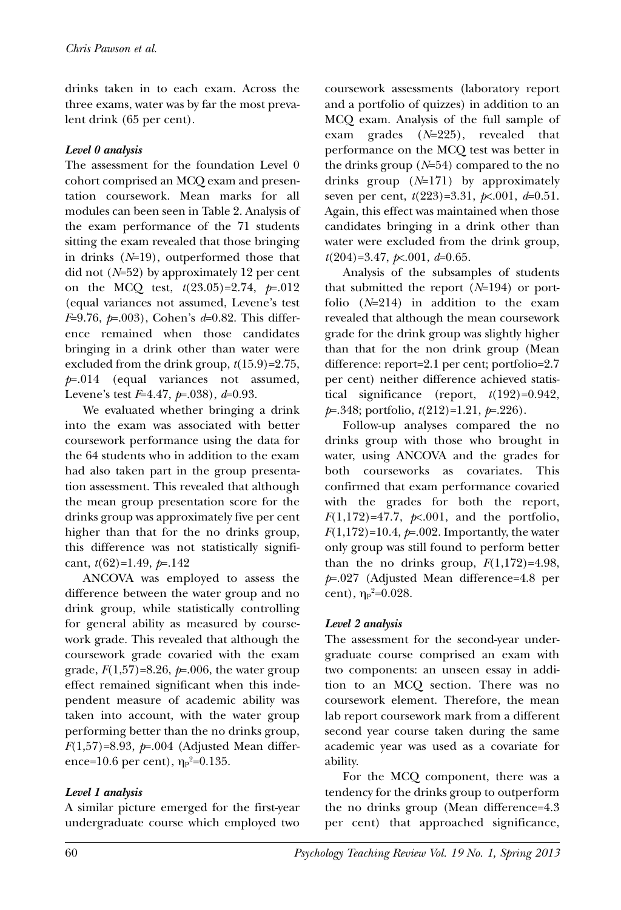drinks taken in to each exam. Across the three exams, water was by far the most prevalent drink (65 per cent).

### *Level 0 analysis*

The assessment for the foundation Level 0 cohort comprised an MCQ exam and presentation coursework. Mean marks for all modules can been seen in Table 2. Analysis of the exam performance of the 71 students sitting the exam revealed that those bringing in drinks ($N$=19), outperformed those that did not ($N$=52) by approximately 12 per cent on the MCQ test, $t(23.05)=2.74$, $p=.012$ (equal variances not assumed, Levene's test $F$=9.76, $p$=.003), Cohen's $d$=0.82. This difference remained when those candidates bringing in a drink other than water were excluded from the drink group, $t(15.9)=2.75$, $p$=.014 (equal variances not assumed, Levene's test $F$=4.47, $p$=.038), $d$=0.93.

We evaluated whether bringing a drink into the exam was associated with better coursework performance using the data for the 64 students who in addition to the exam had also taken part in the group presentation assessment. This revealed that although the mean group presentation score for the drinks group was approximately five per cent higher than that for the no drinks group, this difference was not statistically significant, $t(62)=1.49$, $p$=.142

ANCOVA was employed to assess the difference between the water group and no drink group, while statistically controlling for general ability as measured by coursework grade. This revealed that although the coursework grade covaried with the exam grade, $F(1,57)=8.26$, $p$=.006, the water group effect remained significant when this independent measure of academic ability was taken into account, with the water group performing better than the no drinks group, $F(1,57)=8.93$, $p$=.004 (Adjusted Mean difference=10.6 per cent), $\eta_p^2$=0.135.

### *Level 1 analysis*

A similar picture emerged for the first-year undergraduate course which employed two coursework assessments (laboratory report and a portfolio of quizzes) in addition to an MCQ exam. Analysis of the full sample of exam grades ($N$=225), revealed that performance on the MCQ test was better in the drinks group ($N$=54) compared to the no drinks group ($N$=171) by approximately seven per cent, $t(223)=3.31$, $p<.001$, $d$=0.51. Again, this effect was maintained when those candidates bringing in a drink other than water were excluded from the drink group, $t(204)=3.47$, $p<.001$, $d$=0.65.

Analysis of the subsamples of students that submitted the report ($N$=194) or portfolio ($N$=214) in addition to the exam revealed that although the mean coursework grade for the drink group was slightly higher than that for the non drink group (Mean difference: report=2.1 per cent; portfolio=2.7 per cent) neither difference achieved statistical significance (report, $t(192)=0.942$, $p$=.348; portfolio, $t(212)=1.21$, $p$=.226).

Follow-up analyses compared the no drinks group with those who brought in water, using ANCOVA and the grades for both courseworks as covariates. This confirmed that exam performance covaried with the grades for both the report, $F(1,172)=47.7$, $p<.001$, and the portfolio, $F(1,172)=10.4$, $p$=.002. Importantly, the water only group was still found to perform better than the no drinks group, $F(1,172)=4.98$, $p$=.027 (Adjusted Mean difference=4.8 per cent), $\eta_p^2$=0.028.

### *Level 2 analysis*

The assessment for the second-year undergraduate course comprised an exam with two components: an unseen essay in addition to an MCQ section. There was no coursework element. Therefore, the mean lab report coursework mark from a different second year course taken during the same academic year was used as a covariate for ability.

For the MCQ component, there was a tendency for the drinks group to outperform the no drinks group (Mean difference=4.3 per cent) that approached significance,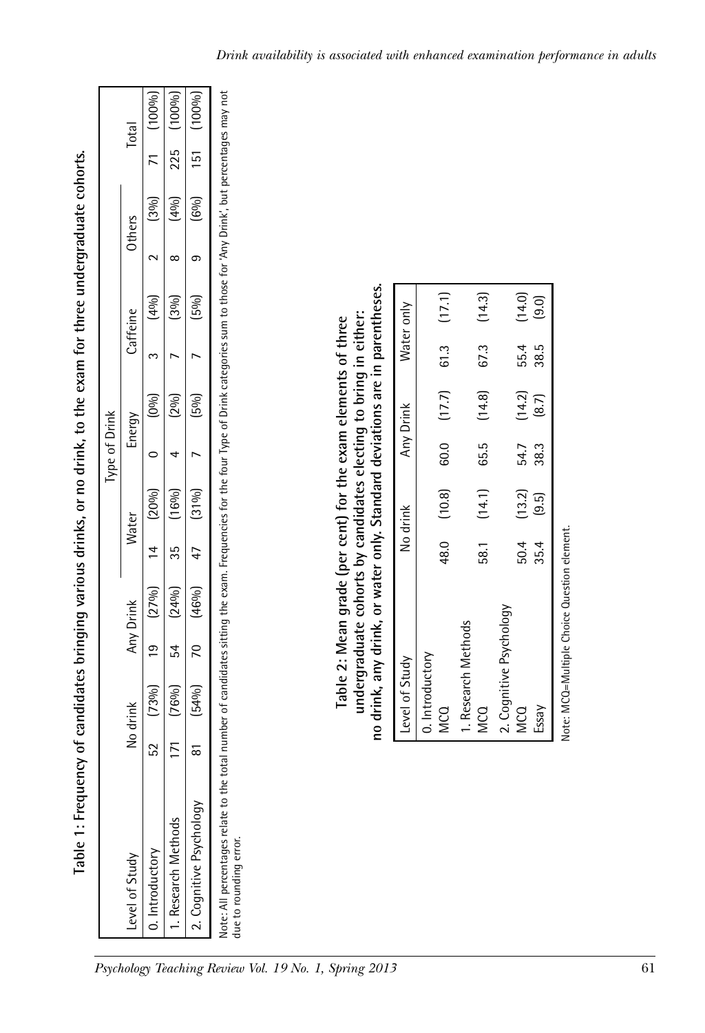**Table 1: Frequency of candidates bringing various drinks, or no drink, to the exam for three undergraduate cohorts.**

| Level of Study | No drink | | Any Drink | | Type of Drink | | | | | | | | Total | |
|---|---|---|---|---|---|---|---|---|---|---|---|---|---|---|
| | | | | | Water | | Energy | | Caffeine | | Others | | | |
| 0. Introductory | 52 | (73%) | 19 | (27%) | 14 | (20%) | 0 | (0%) | 3 | (4%) | 2 | (3%) | 71 | (100%) |
| 1. Research Methods | 171 | (76%) | 54 | (24%) | 35 | (16%) | 4 | (2%) | 7 | (3%) | 8 | (4%) | 225 | (100%) |
| 2. Cognitive Psychology | 81 | (54%) | 70 | (46%) | 47 | (31%) | 7 | (5%) | 7 | (5%) | 9 | (6%) | 151 | (100%) |

Note: All percentages relate to the total number of candidates sitting the exam. Frequencies for the four Type of Drink categories sum to those for 'Any Drink', but percentages may not due to rounding error.

**Table 2: Mean grade (per cent) for the exam elements of three undergraduate cohorts by candidates electing to bring in either: no drink, any drink, or water only. Standard deviations are in parentheses.**

| Level of Study | No drink | | Any Drink | | Water only | |
|---|---|---|---|---|---|---|
| 0. Introductory | | | | | | |
| MCQ | 48.0 | (10.8) | 60.0 | (17.7) | 61.3 | (17.1) |
| 1. Research Methods | | | | | | |
| MCQ | 58.1 | (14.1) | 65.5 | (14.8) | 67.3 | (14.3) |
| 2. Cognitive Psychology | | | | | | |
| MCQ | 50.4 | (13.2) | 54.7 | (14.2) | 55.4 | (14.0) |
| Essay | 35.4 | (9.5) | 38.3 | (8.7) | 38.5 | (9.0) |

Note: MCQ=Multiple Choice Question element.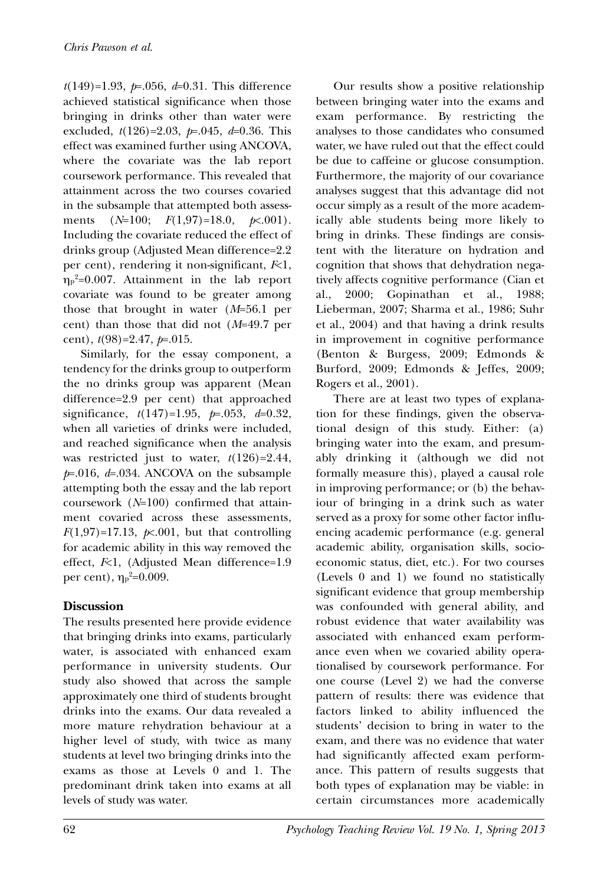$t(149)=1.93$, $p=.056$, $d=0.31$. This difference achieved statistical significance when those bringing in drinks other than water were excluded, $t(126)=2.03$, $p=.045$, $d=0.36$. This effect was examined further using ANCOVA, where the covariate was the lab report coursework performance. This revealed that attainment across the two courses covaried in the subsample that attempted both assessments ($N=100$; $F(1,97)=18.0$, $p<.001$). Including the covariate reduced the effect of drinks group (Adjusted Mean difference=2.2 per cent), rendering it non-significant, $F<1$, $\eta_p^2=0.007$. Attainment in the lab report covariate was found to be greater among those that brought in water ($M=56.1$ per cent) than those that did not ($M=49.7$ per cent), $t(98)=2.47$, $p=.015$.

Similarly, for the essay component, a tendency for the drinks group to outperform the no drinks group was apparent (Mean difference=2.9 per cent) that approached significance, $t(147)=1.95$, $p=.053$, $d=0.32$, when all varieties of drinks were included, and reached significance when the analysis was restricted just to water, $t(126)=2.44$, $p=.016$, $d=.034$. ANCOVA on the subsample attempting both the essay and the lab report coursework ($N=100$) confirmed that attainment covaried across these assessments, $F(1,97)=17.13$, $p<.001$, but that controlling for academic ability in this way removed the effect, $F<1$, (Adjusted Mean difference=1.9 per cent), $\eta_p^2=0.009$.

## Discussion

The results presented here provide evidence that bringing drinks into exams, particularly water, is associated with enhanced exam performance in university students. Our study also showed that across the sample approximately one third of students brought drinks into the exams. Our data revealed a more mature rehydration behaviour at a higher level of study, with twice as many students at level two bringing drinks into the exams as those at Levels 0 and 1. The predominant drink taken into exams at all levels of study was water.

Our results show a positive relationship between bringing water into the exams and exam performance. By restricting the analyses to those candidates who consumed water, we have ruled out that the effect could be due to caffeine or glucose consumption. Furthermore, the majority of our covariance analyses suggest that this advantage did not occur simply as a result of the more academically able students being more likely to bring in drinks. These findings are consistent with the literature on hydration and cognition that shows that dehydration negatively affects cognitive performance (Cian et al., 2000; Gopinathan et al., 1988; Lieberman, 2007; Sharma et al., 1986; Suhr et al., 2004) and that having a drink results in improvement in cognitive performance (Benton & Burgess, 2009; Edmonds & Burford, 2009; Edmonds & Jeffes, 2009; Rogers et al., 2001).

There are at least two types of explanation for these findings, given the observational design of this study. Either: (a) bringing water into the exam, and presumably drinking it (although we did not formally measure this), played a causal role in improving performance; or (b) the behaviour of bringing in a drink such as water served as a proxy for some other factor influencing academic performance (e.g. general academic ability, organisation skills, socioeconomic status, diet, etc.). For two courses (Levels 0 and 1) we found no statistically significant evidence that group membership was confounded with general ability, and robust evidence that water availability was associated with enhanced exam performance even when we covaried ability operationalised by coursework performance. For one course (Level 2) we had the converse pattern of results: there was evidence that factors linked to ability influenced the students' decision to bring in water to the exam, and there was no evidence that water had significantly affected exam performance. This pattern of results suggests that both types of explanation may be viable: in certain circumstances more academically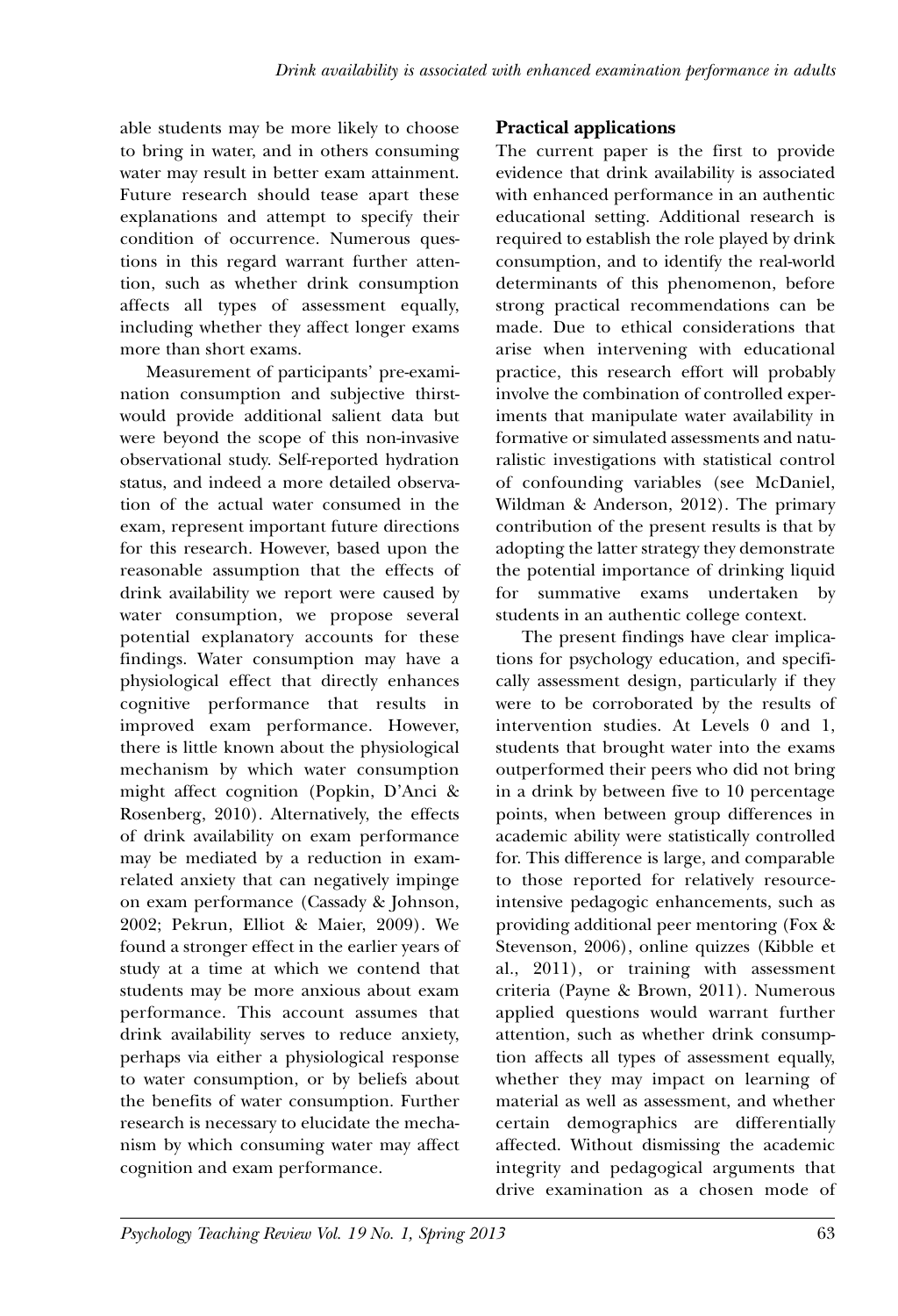able students may be more likely to choose to bring in water, and in others consuming water may result in better exam attainment. Future research should tease apart these explanations and attempt to specify their condition of occurrence. Numerous questions in this regard warrant further attention, such as whether drink consumption affects all types of assessment equally, including whether they affect longer exams more than short exams.

Measurement of participants' pre-examination consumption and subjective thirst-would provide additional salient data but were beyond the scope of this non-invasive observational study. Self-reported hydration status, and indeed a more detailed observation of the actual water consumed in the exam, represent important future directions for this research. However, based upon the reasonable assumption that the effects of drink availability we report were caused by water consumption, we propose several potential explanatory accounts for these findings. Water consumption may have a physiological effect that directly enhances cognitive performance that results in improved exam performance. However, there is little known about the physiological mechanism by which water consumption might affect cognition (Popkin, D'Anci & Rosenberg, 2010). Alternatively, the effects of drink availability on exam performance may be mediated by a reduction in exam-related anxiety that can negatively impinge on exam performance (Cassady & Johnson, 2002; Pekrun, Elliot & Maier, 2009). We found a stronger effect in the earlier years of study at a time at which we contend that students may be more anxious about exam performance. This account assumes that drink availability serves to reduce anxiety, perhaps via either a physiological response to water consumption, or by beliefs about the benefits of water consumption. Further research is necessary to elucidate the mechanism by which consuming water may affect cognition and exam performance.

### Practical applications

The current paper is the first to provide evidence that drink availability is associated with enhanced performance in an authentic educational setting. Additional research is required to establish the role played by drink consumption, and to identify the real-world determinants of this phenomenon, before strong practical recommendations can be made. Due to ethical considerations that arise when intervening with educational practice, this research effort will probably involve the combination of controlled experiments that manipulate water availability in formative or simulated assessments and naturalistic investigations with statistical control of confounding variables (see McDaniel, Wildman & Anderson, 2012). The primary contribution of the present results is that by adopting the latter strategy they demonstrate the potential importance of drinking liquid for summative exams undertaken by students in an authentic college context.

The present findings have clear implications for psychology education, and specifically assessment design, particularly if they were to be corroborated by the results of intervention studies. At Levels 0 and 1, students that brought water into the exams outperformed their peers who did not bring in a drink by between five to 10 percentage points, when between group differences in academic ability were statistically controlled for. This difference is large, and comparable to those reported for relatively resource-intensive pedagogic enhancements, such as providing additional peer mentoring (Fox & Stevenson, 2006), online quizzes (Kibble et al., 2011), or training with assessment criteria (Payne & Brown, 2011). Numerous applied questions would warrant further attention, such as whether drink consumption affects all types of assessment equally, whether they may impact on learning of material as well as assessment, and whether certain demographics are differentially affected. Without dismissing the academic integrity and pedagogical arguments that drive examination as a chosen mode of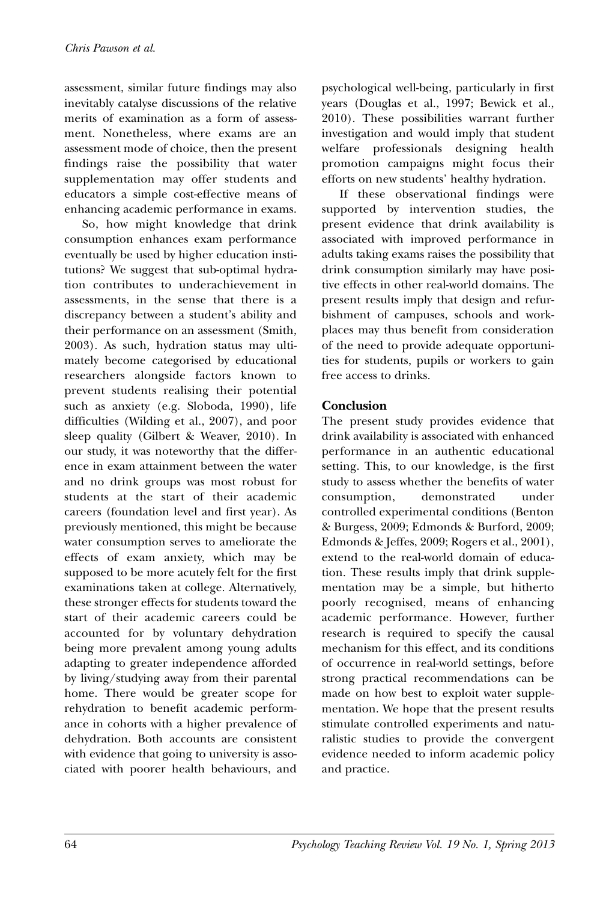assessment, similar future findings may also inevitably catalyse discussions of the relative merits of examination as a form of assessment. Nonetheless, where exams are an assessment mode of choice, then the present findings raise the possibility that water supplementation may offer students and educators a simple cost-effective means of enhancing academic performance in exams.

So, how might knowledge that drink consumption enhances exam performance eventually be used by higher education institutions? We suggest that sub-optimal hydration contributes to underachievement in assessments, in the sense that there is a discrepancy between a student's ability and their performance on an assessment (Smith, 2003). As such, hydration status may ultimately become categorised by educational researchers alongside factors known to prevent students realising their potential such as anxiety (e.g. Sloboda, 1990), life difficulties (Wilding et al., 2007), and poor sleep quality (Gilbert & Weaver, 2010). In our study, it was noteworthy that the difference in exam attainment between the water and no drink groups was most robust for students at the start of their academic careers (foundation level and first year). As previously mentioned, this might be because water consumption serves to ameliorate the effects of exam anxiety, which may be supposed to be more acutely felt for the first examinations taken at college. Alternatively, these stronger effects for students toward the start of their academic careers could be accounted for by voluntary dehydration being more prevalent among young adults adapting to greater independence afforded by living/studying away from their parental home. There would be greater scope for rehydration to benefit academic performance in cohorts with a higher prevalence of dehydration. Both accounts are consistent with evidence that going to university is associated with poorer health behaviours, and psychological well-being, particularly in first years (Douglas et al., 1997; Bewick et al., 2010). These possibilities warrant further investigation and would imply that student welfare professionals designing health promotion campaigns might focus their efforts on new students' healthy hydration.

If these observational findings were supported by intervention studies, the present evidence that drink availability is associated with improved performance in adults taking exams raises the possibility that drink consumption similarly may have positive effects in other real-world domains. The present results imply that design and refurbishment of campuses, schools and workplaces may thus benefit from consideration of the need to provide adequate opportunities for students, pupils or workers to gain free access to drinks.

## Conclusion

The present study provides evidence that drink availability is associated with enhanced performance in an authentic educational setting. This, to our knowledge, is the first study to assess whether the benefits of water consumption, demonstrated under controlled experimental conditions (Benton & Burgess, 2009; Edmonds & Burford, 2009; Edmonds & Jeffes, 2009; Rogers et al., 2001), extend to the real-world domain of education. These results imply that drink supplementation may be a simple, but hitherto poorly recognised, means of enhancing academic performance. However, further research is required to specify the causal mechanism for this effect, and its conditions of occurrence in real-world settings, before strong practical recommendations can be made on how best to exploit water supplementation. We hope that the present results stimulate controlled experiments and naturalistic studies to provide the convergent evidence needed to inform academic policy and practice.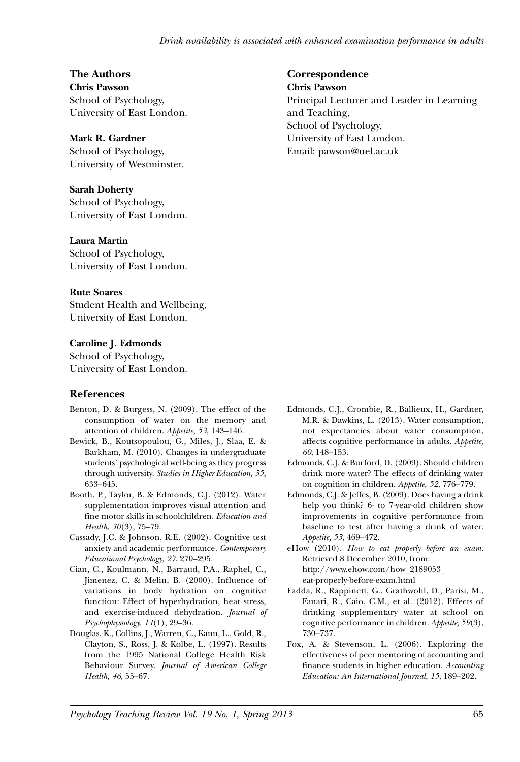## The Authors

**Chris Pawson**
School of Psychology,
University of East London.

**Mark R. Gardner**
School of Psychology,
University of Westminster.

**Sarah Doherty**
School of Psychology,
University of East London.

**Laura Martin**
School of Psychology,
University of East London.

**Rute Soares**
Student Health and Wellbeing,
University of East London.

**Caroline J. Edmonds**
School of Psychology,
University of East London.

## Correspondence

**Chris Pawson**
Principal Lecturer and Leader in Learning and Teaching,
School of Psychology,
University of East London.
Email: pawson@uel.ac.uk

## References

Benton, D. & Burgess, N. (2009). The effect of the consumption of water on the memory and attention of children. *Appetite, 53*, 143–146.

Bewick, B., Koutsopoulou, G., Miles, J., Slaa, E. & Barkham, M. (2010). Changes in undergraduate students' psychological well-being as they progress through university. *Studies in Higher Education, 35*, 633–645.

Booth, P., Taylor, B. & Edmonds, C.J. (2012). Water supplementation improves visual attention and fine motor skills in schoolchildren. *Education and Health, 30*(3), 75–79.

Cassady, J.C. & Johnson, R.E. (2002). Cognitive test anxiety and academic performance. *Contemporary Educational Psychology, 27*, 270–295.

Cian, C., Koulmann, N., Barraud, P.A., Raphel, C., Jimenez, C. & Melin, B. (2000). Influence of variations in body hydration on cognitive function: Effect of hyperhydration, heat stress, and exercise-induced dehydration. *Journal of Psychophysiology, 14*(1), 29–36.

Douglas, K., Collins, J., Warren, C., Kann, L., Gold, R., Clayton, S., Ross, J. & Kolbe, L. (1997). Results from the 1995 National College Health Risk Behaviour Survey. *Journal of American College Health, 46*, 55–67.

Edmonds, C.J., Crombie, R., Ballieux, H., Gardner, M.R. & Dawkins, L. (2013). Water consumption, not expectancies about water consumption, affects cognitive performance in adults. *Appetite, 60*, 148–153.

Edmonds, C.J. & Burford, D. (2009). Should children drink more water? The effects of drinking water on cognition in children. *Appetite, 52*, 776–779.

Edmonds, C.J. & Jeffes, B. (2009). Does having a drink help you think? 6- to 7-year-old children show improvements in cognitive performance from baseline to test after having a drink of water. *Appetite, 53*, 469–472.

eHow (2010). *How to eat properly before an exam.* Retrieved 8 December 2010, from: http://www.ehow.com/how_2189053_eat-properly-before-exam.html

Fadda, R., Rappinett, G., Grathwohl, D., Parisi, M., Fanari, R., Caio, C.M., et al. (2012). Effects of drinking supplementary water at school on cognitive performance in children. *Appetite, 59*(3), 730–737.

Fox, A. & Stevenson, L. (2006). Exploring the effectiveness of peer mentoring of accounting and finance students in higher education. *Accounting Education: An International Journal, 15*, 189–202.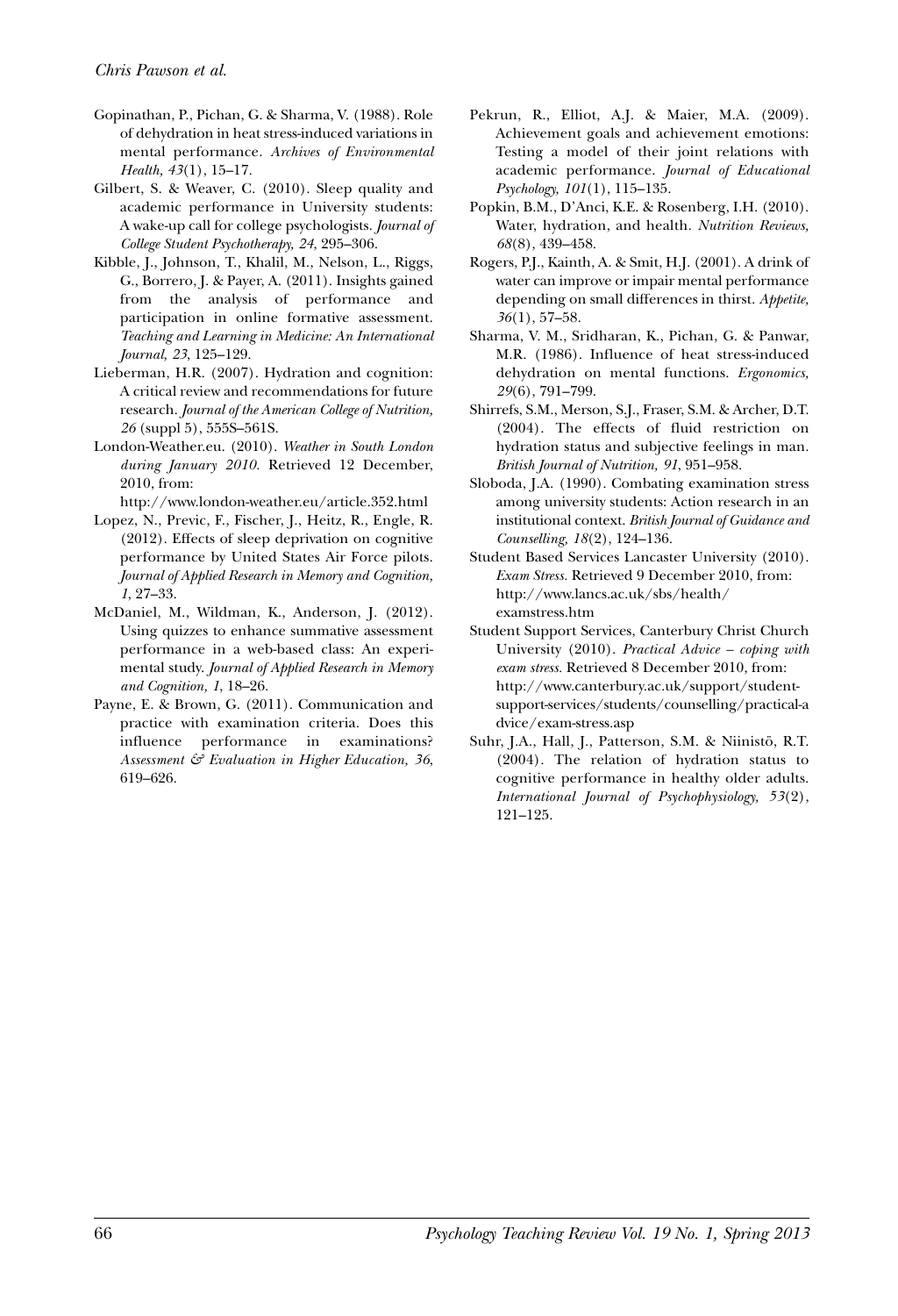Gopinathan, P., Pichan, G. & Sharma, V. (1988). Role of dehydration in heat stress-induced variations in mental performance. *Archives of Environmental Health, 43*(1), 15–17.

Gilbert, S. & Weaver, C. (2010). Sleep quality and academic performance in University students: A wake-up call for college psychologists. *Journal of College Student Psychotherapy, 24*, 295–306.

Kibble, J., Johnson, T., Khalil, M., Nelson, L., Riggs, G., Borrero, J. & Payer, A. (2011). Insights gained from the analysis of performance and participation in online formative assessment. *Teaching and Learning in Medicine: An International Journal, 23*, 125–129.

Lieberman, H.R. (2007). Hydration and cognition: A critical review and recommendations for future research. *Journal of the American College of Nutrition, 26* (suppl 5), 555S–561S.

London-Weather.eu. (2010). *Weather in South London during January 2010.* Retrieved 12 December, 2010, from: http://www.london-weather.eu/article.352.html

Lopez, N., Previc, F., Fischer, J., Heitz, R., Engle, R. (2012). Effects of sleep deprivation on cognitive performance by United States Air Force pilots. *Journal of Applied Research in Memory and Cognition, 1*, 27–33.

McDaniel, M., Wildman, K., Anderson, J. (2012). Using quizzes to enhance summative assessment performance in a web-based class: An experimental study. *Journal of Applied Research in Memory and Cognition, 1*, 18–26.

Payne, E. & Brown, G. (2011). Communication and practice with examination criteria. Does this influence performance in examinations? *Assessment & Evaluation in Higher Education, 36*, 619–626.

Pekrun, R., Elliot, A.J. & Maier, M.A. (2009). Achievement goals and achievement emotions: Testing a model of their joint relations with academic performance. *Journal of Educational Psychology, 101*(1), 115–135.

Popkin, B.M., D'Anci, K.E. & Rosenberg, I.H. (2010). Water, hydration, and health. *Nutrition Reviews, 68*(8), 439–458.

Rogers, P.J., Kainth, A. & Smit, H.J. (2001). A drink of water can improve or impair mental performance depending on small differences in thirst. *Appetite, 36*(1), 57–58.

Sharma, V. M., Sridharan, K., Pichan, G. & Panwar, M.R. (1986). Influence of heat stress-induced dehydration on mental functions. *Ergonomics, 29*(6), 791–799.

Shirrefs, S.M., Merson, S.J., Fraser, S.M. & Archer, D.T. (2004). The effects of fluid restriction on hydration status and subjective feelings in man. *British Journal of Nutrition, 91*, 951–958.

Sloboda, J.A. (1990). Combating examination stress among university students: Action research in an institutional context. *British Journal of Guidance and Counselling, 18*(2), 124–136.

Student Based Services Lancaster University (2010). *Exam Stress.* Retrieved 9 December 2010, from: http://www.lancs.ac.uk/sbs/health/examstress.htm

Student Support Services, Canterbury Christ Church University (2010). *Practical Advice – coping with exam stress.* Retrieved 8 December 2010, from: http://www.canterbury.ac.uk/support/student-support-services/students/counselling/practical-advice/exam-stress.asp

Suhr, J.A., Hall, J., Patterson, S.M. & Niinistö, R.T. (2004). The relation of hydration status to cognitive performance in healthy older adults. *International Journal of Psychophysiology, 53*(2), 121–125.